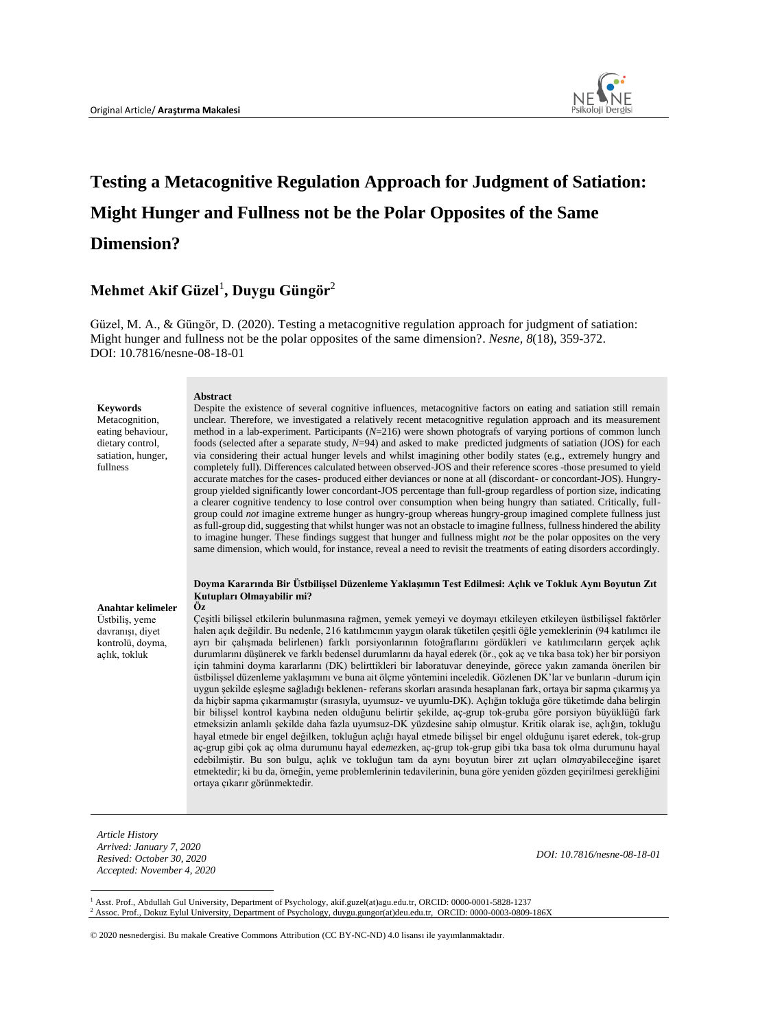Original Article/ **Araştırma Makalesi**

# Testing a Metacognitive Regulation Approach for Judgment of Satiation: Might Hunger and Fullness not be the Polar Opposites of the Same Dimension?

## Mehmet Akif Güzel[1], Duygu Güngör[2]

Güzel, M. A., & Güngör, D. (2020). Testing a metacognitive regulation approach for judgment of satiation: Might hunger and fullness not be the polar opposites of the same dimension?. *Nesne, 8*(18), 359-372. DOI: 10.7816/nesne-08-18-01

**Keywords**
Metacognition, eating behaviour, dietary control, satiation, hunger, fullness

**Abstract**

Despite the existence of several cognitive influences, metacognitive factors on eating and satiation still remain unclear. Therefore, we investigated a relatively recent metacognitive regulation approach and its measurement method in a lab-experiment. Participants (*N*=216) were shown photografs of varying portions of common lunch foods (selected after a separate study, *N*=94) and asked to make predicted judgments of satiation (JOS) for each via considering their actual hunger levels and whilst imagining other bodily states (e.g., extremely hungry and completely full). Differences calculated between observed-JOS and their reference scores -those presumed to yield accurate matches for the cases- produced either deviances or none at all (discordant- or concordant-JOS). Hungry-group yielded significantly lower concordant-JOS percentage than full-group regardless of portion size, indicating a clearer cognitive tendency to lose control over consumption when being hungry than satiated. Critically, full-group could *not* imagine extreme hunger as hungry-group whereas hungry-group imagined complete fullness just as full-group did, suggesting that whilst hunger was not an obstacle to imagine fullness, fullness hindered the ability to imagine hunger. These findings suggest that hunger and fullness might *not* be the polar opposites on the very same dimension, which would, for instance, reveal a need to revisit the treatments of eating disorders accordingly.

**Doyma Kararında Bir Üstbilişsel Düzenleme Yaklaşımın Test Edilmesi: Açlık ve Tokluk Aynı Boyutun Zıt Kutupları Olmayabilir mi?**

**Anahtar kelimeler**
Üstbiliş, yeme davranışı, diyet kontrolü, doyma, açlık, tokluk

**Öz**

Çeşitli bilişsel etkilerin bulunmasına rağmen, yemek yemeyi ve doymayı etkileyen etkileyen üstbilişsel faktörler halen açık değildir. Bu nedenle, 216 katılımcının yaygın olarak tüketilen çeşitli öğle yemeklerinin (94 katılımcı ile ayrı bir çalışmada belirlenen) farklı porsiyonlarının fotoğraflarını gördükleri ve katılımcıların gerçek açlık durumlarını düşünerek ve farklı bedensel durumlarını da hayal ederek (ör., çok aç ve tıka basa tok) her bir porsiyon için tahmini doyma kararlarını (DK) belirttikleri bir laboratuvar deneyinde, görece yakın zamanda önerilen bir üstbilişsel düzenleme yaklaşımını ve buna ait ölçme yöntemini inceledik. Gözlenen DK'lar ve bunların -durum için uygun şekilde eşleşme sağladığı beklenen- referans skorları arasında hesaplanan fark, ortaya bir sapma çıkarmış ya da hiçbir sapma çıkarmamıştır (sırasıyla, uyumsuz- ve uyumlu-DK). Açlığın tokluğa göre tüketimde daha belirgin bir bilişsel kontrol kaybına neden olduğunu belirtir şekilde, aç-grup tok-gruba göre porsiyon büyüklüğü fark etmeksizin anlamlı şekilde daha fazla uyumsuz-DK yüzdesine sahip olmuştur. Kritik olarak ise, açlığın, tokluğu hayal etmede bir engel değilken, tokluğun açlığı hayal etmede bilişsel bir engel olduğunu işaret ederek, tok-grup aç-grup gibi çok aç olma durumunu hayal ede*mez*ken, aç-grup tok-grup gibi tıka basa tok olma durumunu hayal edebilmiştir. Bu son bulgu, açlık ve tokluğun tam da aynı boyutun birer zıt uçları ol*ma*yabileceğine işaret etmektedir; ki bu da, örneğin, yeme problemlerinin tedavilerinin, buna göre yeniden gözden geçirilmesi gerekliğini ortaya çıkarır görünmektedir.

*Article History*
*Arrived: January 7, 2020*
*Resived: October 30, 2020*
*Accepted: November 4, 2020*

*DOI: 10.7816/nesne-08-18-01*

[1] Asst. Prof., Abdullah Gul University, Department of Psychology, akif.guzel(at)agu.edu.tr, ORCID: 0000-0001-5828-1237
[2] Assoc. Prof., Dokuz Eylul University, Department of Psychology, duygu.gungor(at)deu.edu.tr, ORCID: 0000-0003-0809-186X

© 2020 nesnedergisi. Bu makale Creative Commons Attribution (CC BY-NC-ND) 4.0 lisansı ile yayımlanmaktadır.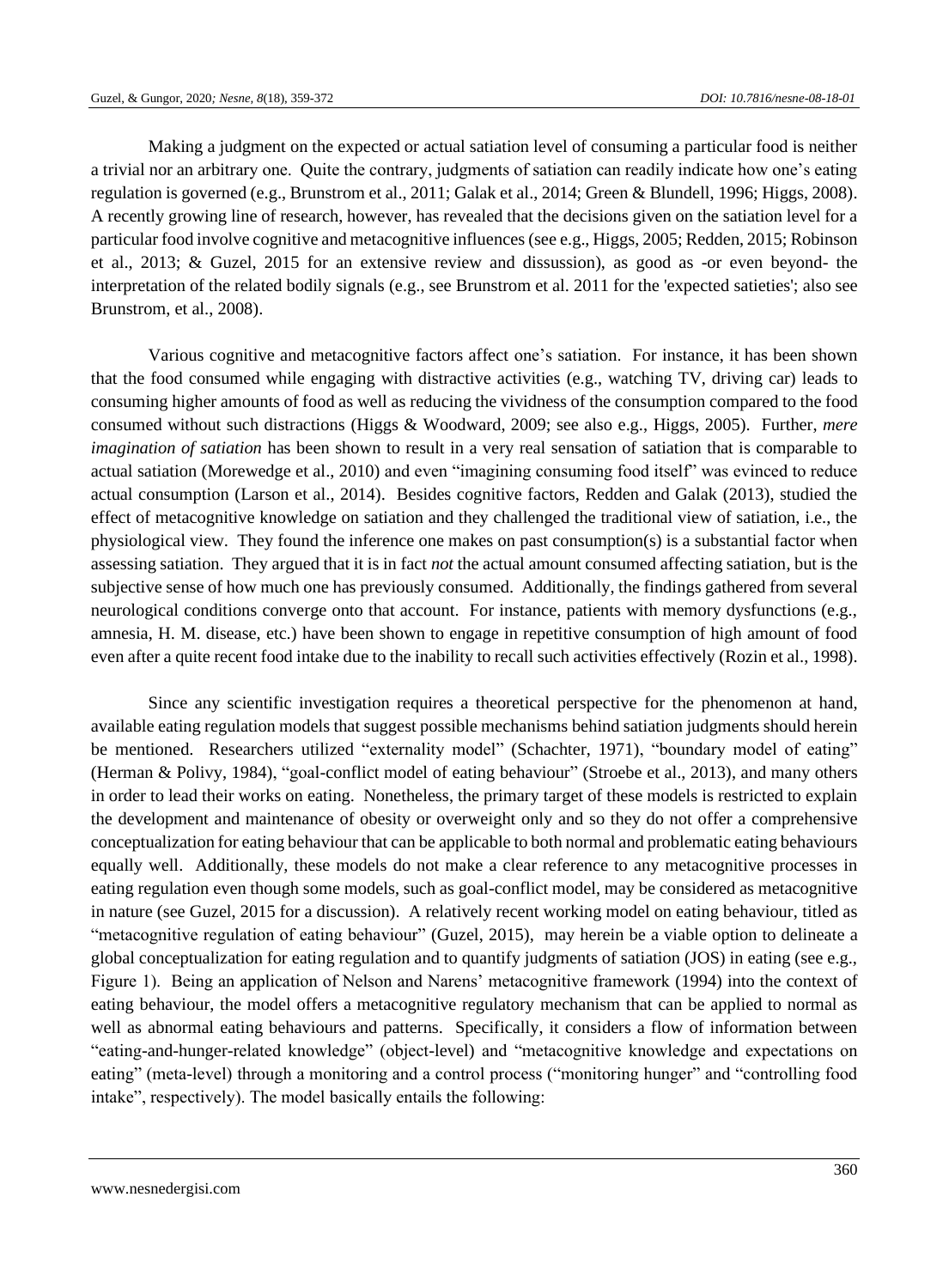Making a judgment on the expected or actual satiation level of consuming a particular food is neither a trivial nor an arbitrary one. Quite the contrary, judgments of satiation can readily indicate how one's eating regulation is governed (e.g., Brunstrom et al., 2011; Galak et al., 2014; Green & Blundell, 1996; Higgs, 2008). A recently growing line of research, however, has revealed that the decisions given on the satiation level for a particular food involve cognitive and metacognitive influences (see e.g., Higgs, 2005; Redden, 2015; Robinson et al., 2013; & Guzel, 2015 for an extensive review and dissussion), as good as -or even beyond- the interpretation of the related bodily signals (e.g., see Brunstrom et al. 2011 for the 'expected satieties'; also see Brunstrom, et al., 2008).

Various cognitive and metacognitive factors affect one's satiation. For instance, it has been shown that the food consumed while engaging with distractive activities (e.g., watching TV, driving car) leads to consuming higher amounts of food as well as reducing the vividness of the consumption compared to the food consumed without such distractions (Higgs & Woodward, 2009; see also e.g., Higgs, 2005). Further, *mere imagination of satiation* has been shown to result in a very real sensation of satiation that is comparable to actual satiation (Morewedge et al., 2010) and even "imagining consuming food itself" was evinced to reduce actual consumption (Larson et al., 2014). Besides cognitive factors, Redden and Galak (2013), studied the effect of metacognitive knowledge on satiation and they challenged the traditional view of satiation, i.e., the physiological view. They found the inference one makes on past consumption(s) is a substantial factor when assessing satiation. They argued that it is in fact *not* the actual amount consumed affecting satiation, but is the subjective sense of how much one has previously consumed. Additionally, the findings gathered from several neurological conditions converge onto that account. For instance, patients with memory dysfunctions (e.g., amnesia, H. M. disease, etc.) have been shown to engage in repetitive consumption of high amount of food even after a quite recent food intake due to the inability to recall such activities effectively (Rozin et al., 1998).

Since any scientific investigation requires a theoretical perspective for the phenomenon at hand, available eating regulation models that suggest possible mechanisms behind satiation judgments should herein be mentioned. Researchers utilized "externality model" (Schachter, 1971), "boundary model of eating" (Herman & Polivy, 1984), "goal-conflict model of eating behaviour" (Stroebe et al., 2013), and many others in order to lead their works on eating. Nonetheless, the primary target of these models is restricted to explain the development and maintenance of obesity or overweight only and so they do not offer a comprehensive conceptualization for eating behaviour that can be applicable to both normal and problematic eating behaviours equally well. Additionally, these models do not make a clear reference to any metacognitive processes in eating regulation even though some models, such as goal-conflict model, may be considered as metacognitive in nature (see Guzel, 2015 for a discussion). A relatively recent working model on eating behaviour, titled as "metacognitive regulation of eating behaviour" (Guzel, 2015), may herein be a viable option to delineate a global conceptualization for eating regulation and to quantify judgments of satiation (JOS) in eating (see e.g., Figure 1). Being an application of Nelson and Narens' metacognitive framework (1994) into the context of eating behaviour, the model offers a metacognitive regulatory mechanism that can be applied to normal as well as abnormal eating behaviours and patterns. Specifically, it considers a flow of information between "eating-and-hunger-related knowledge" (object-level) and "metacognitive knowledge and expectations on eating" (meta-level) through a monitoring and a control process ("monitoring hunger" and "controlling food intake", respectively). The model basically entails the following: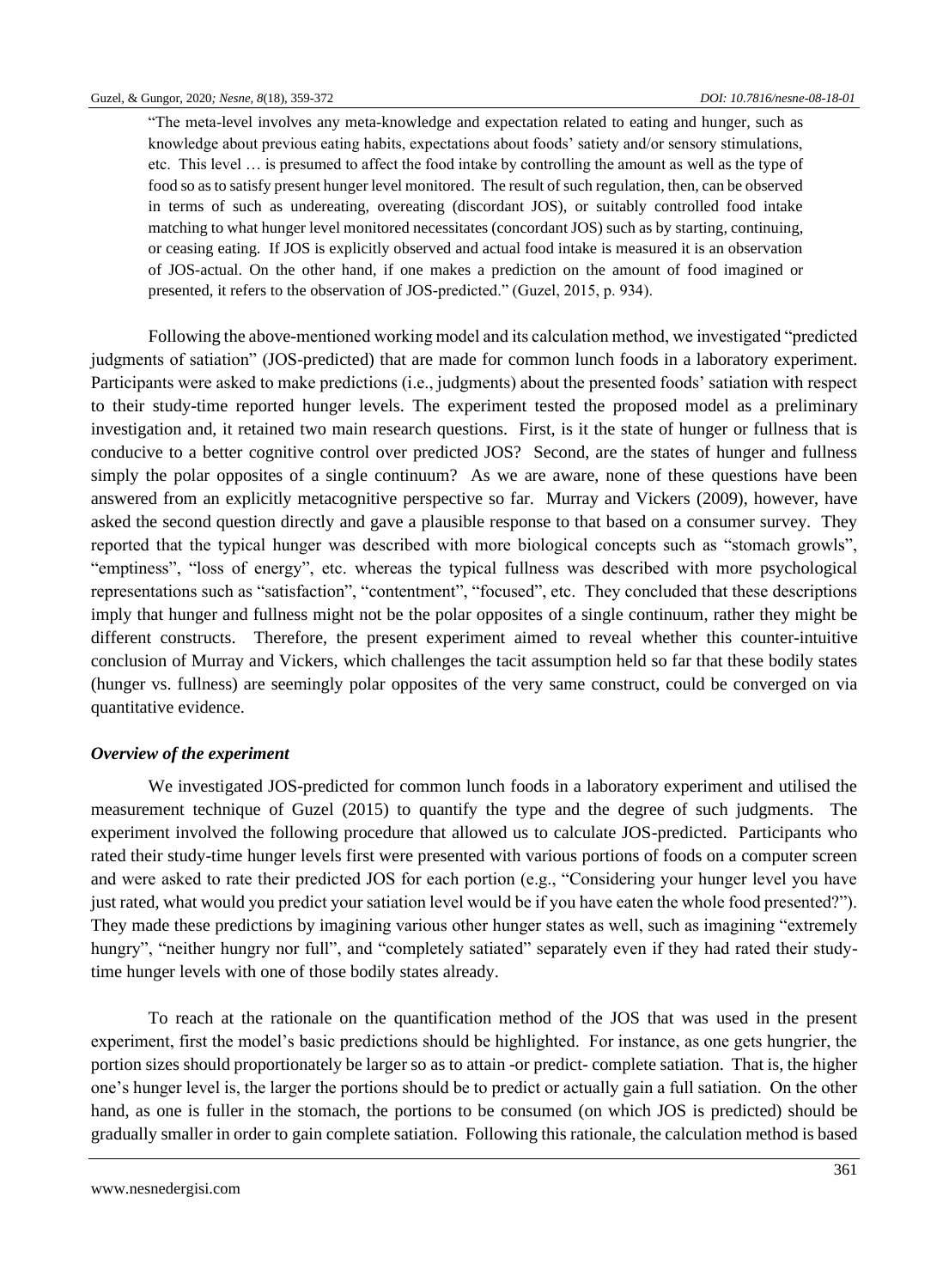> "The meta-level involves any meta-knowledge and expectation related to eating and hunger, such as knowledge about previous eating habits, expectations about foods' satiety and/or sensory stimulations, etc. This level … is presumed to affect the food intake by controlling the amount as well as the type of food so as to satisfy present hunger level monitored. The result of such regulation, then, can be observed in terms of such as undereating, overeating (discordant JOS), or suitably controlled food intake matching to what hunger level monitored necessitates (concordant JOS) such as by starting, continuing, or ceasing eating. If JOS is explicitly observed and actual food intake is measured it is an observation of JOS-actual. On the other hand, if one makes a prediction on the amount of food imagined or presented, it refers to the observation of JOS-predicted." (Guzel, 2015, p. 934).

Following the above-mentioned working model and its calculation method, we investigated "predicted judgments of satiation" (JOS-predicted) that are made for common lunch foods in a laboratory experiment. Participants were asked to make predictions (i.e., judgments) about the presented foods' satiation with respect to their study-time reported hunger levels. The experiment tested the proposed model as a preliminary investigation and, it retained two main research questions. First, is it the state of hunger or fullness that is conducive to a better cognitive control over predicted JOS? Second, are the states of hunger and fullness simply the polar opposites of a single continuum? As we are aware, none of these questions have been answered from an explicitly metacognitive perspective so far. Murray and Vickers (2009), however, have asked the second question directly and gave a plausible response to that based on a consumer survey. They reported that the typical hunger was described with more biological concepts such as "stomach growls", "emptiness", "loss of energy", etc. whereas the typical fullness was described with more psychological representations such as "satisfaction", "contentment", "focused", etc. They concluded that these descriptions imply that hunger and fullness might not be the polar opposites of a single continuum, rather they might be different constructs. Therefore, the present experiment aimed to reveal whether this counter-intuitive conclusion of Murray and Vickers, which challenges the tacit assumption held so far that these bodily states (hunger vs. fullness) are seemingly polar opposites of the very same construct, could be converged on via quantitative evidence.

### *Overview of the experiment*

We investigated JOS-predicted for common lunch foods in a laboratory experiment and utilised the measurement technique of Guzel (2015) to quantify the type and the degree of such judgments. The experiment involved the following procedure that allowed us to calculate JOS-predicted. Participants who rated their study-time hunger levels first were presented with various portions of foods on a computer screen and were asked to rate their predicted JOS for each portion (e.g., "Considering your hunger level you have just rated, what would you predict your satiation level would be if you have eaten the whole food presented?"). They made these predictions by imagining various other hunger states as well, such as imagining "extremely hungry", "neither hungry nor full", and "completely satiated" separately even if they had rated their study-time hunger levels with one of those bodily states already.

To reach at the rationale on the quantification method of the JOS that was used in the present experiment, first the model's basic predictions should be highlighted. For instance, as one gets hungrier, the portion sizes should proportionately be larger so as to attain -or predict- complete satiation. That is, the higher one's hunger level is, the larger the portions should be to predict or actually gain a full satiation. On the other hand, as one is fuller in the stomach, the portions to be consumed (on which JOS is predicted) should be gradually smaller in order to gain complete satiation. Following this rationale, the calculation method is based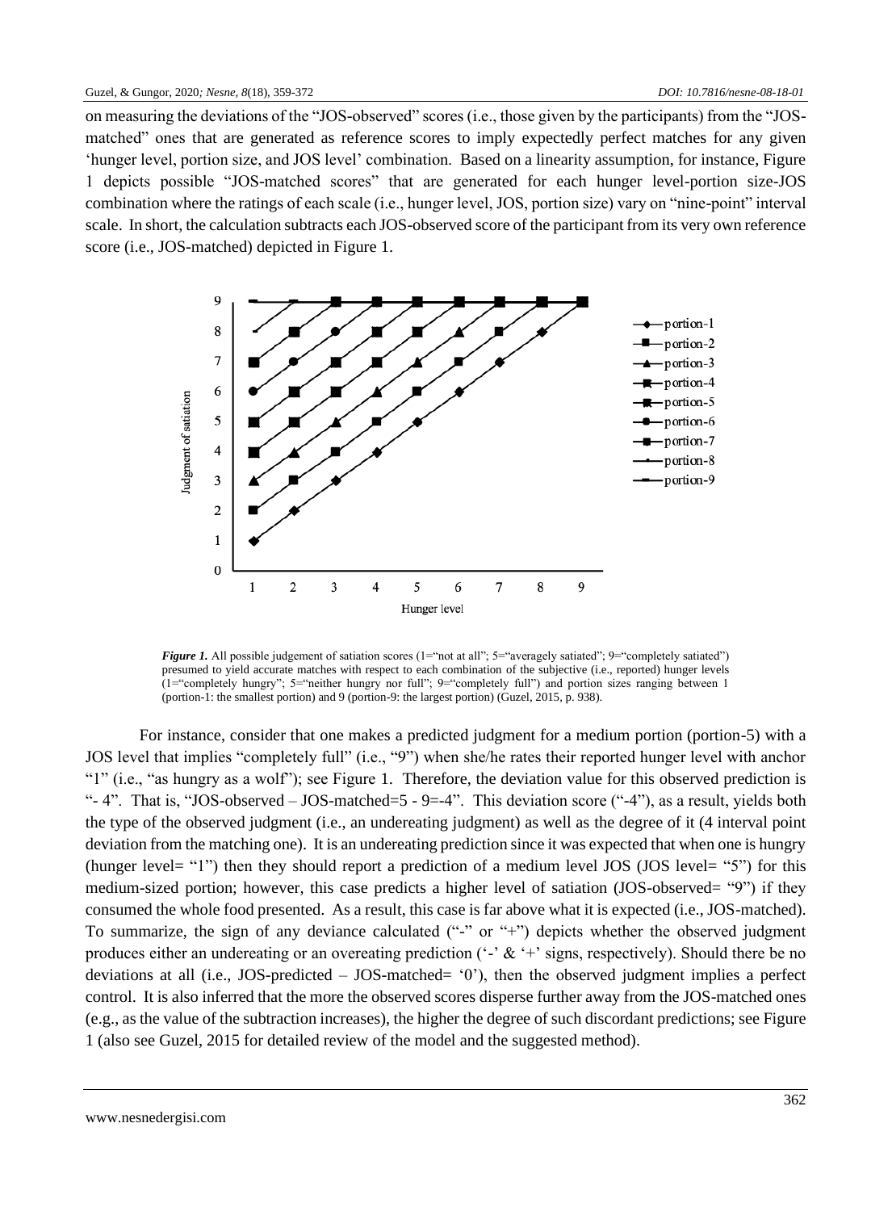on measuring the deviations of the "JOS-observed" scores (i.e., those given by the participants) from the "JOS-matched" ones that are generated as reference scores to imply expectedly perfect matches for any given 'hunger level, portion size, and JOS level' combination. Based on a linearity assumption, for instance, Figure 1 depicts possible "JOS-matched scores" that are generated for each hunger level-portion size-JOS combination where the ratings of each scale (i.e., hunger level, JOS, portion size) vary on "nine-point" interval scale. In short, the calculation subtracts each JOS-observed score of the participant from its very own reference score (i.e., JOS-matched) depicted in Figure 1.

***Figure 1.*** All possible judgement of satiation scores (1="not at all"; 5="averagely satiated"; 9="completely satiated") presumed to yield accurate matches with respect to each combination of the subjective (i.e., reported) hunger levels (1="completely hungry"; 5="neither hungry nor full"; 9="completely full") and portion sizes ranging between 1 (portion-1: the smallest portion) and 9 (portion-9: the largest portion) (Guzel, 2015, p. 938).

For instance, consider that one makes a predicted judgment for a medium portion (portion-5) with a JOS level that implies "completely full" (i.e., "9") when she/he rates their reported hunger level with anchor "1" (i.e., "as hungry as a wolf"); see Figure 1. Therefore, the deviation value for this observed prediction is "- 4". That is, "JOS-observed – JOS-matched=5 - 9=-4". This deviation score ("-4"), as a result, yields both the type of the observed judgment (i.e., an undereating judgment) as well as the degree of it (4 interval point deviation from the matching one). It is an undereating prediction since it was expected that when one is hungry (hunger level= "1") then they should report a prediction of a medium level JOS (JOS level= "5") for this medium-sized portion; however, this case predicts a higher level of satiation (JOS-observed= "9") if they consumed the whole food presented. As a result, this case is far above what it is expected (i.e., JOS-matched). To summarize, the sign of any deviance calculated ("-" or "+") depicts whether the observed judgment produces either an undereating or an overeating prediction ('-' & '+' signs, respectively). Should there be no deviations at all (i.e., JOS-predicted – JOS-matched= '0'), then the observed judgment implies a perfect control. It is also inferred that the more the observed scores disperse further away from the JOS-matched ones (e.g., as the value of the subtraction increases), the higher the degree of such discordant predictions; see Figure 1 (also see Guzel, 2015 for detailed review of the model and the suggested method).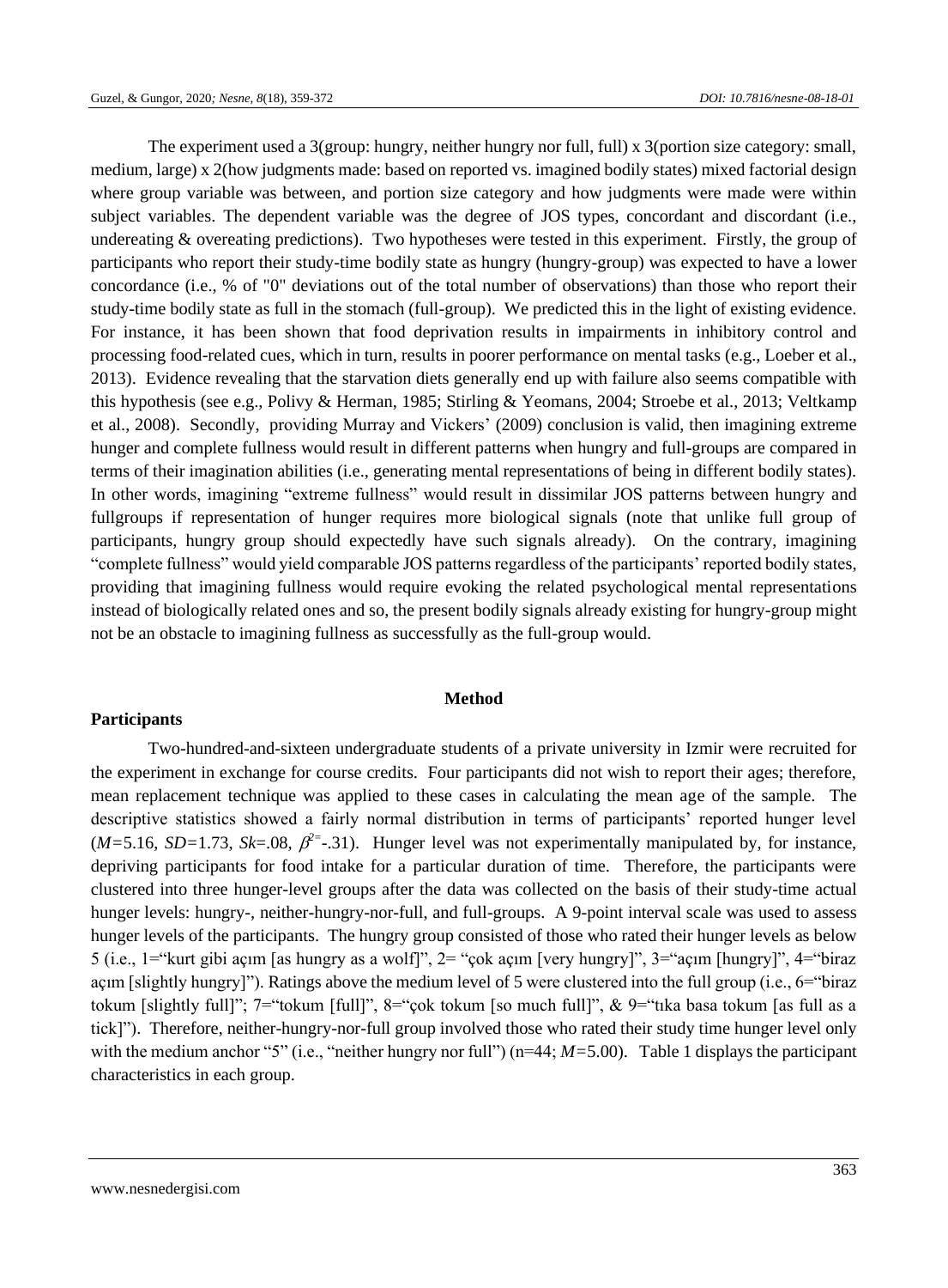The experiment used a 3(group: hungry, neither hungry nor full, full) x 3(portion size category: small, medium, large) x 2(how judgments made: based on reported vs. imagined bodily states) mixed factorial design where group variable was between, and portion size category and how judgments were made were within subject variables. The dependent variable was the degree of JOS types, concordant and discordant (i.e., undereating & overeating predictions). Two hypotheses were tested in this experiment. Firstly, the group of participants who report their study-time bodily state as hungry (hungry-group) was expected to have a lower concordance (i.e., % of "0" deviations out of the total number of observations) than those who report their study-time bodily state as full in the stomach (full-group). We predicted this in the light of existing evidence. For instance, it has been shown that food deprivation results in impairments in inhibitory control and processing food-related cues, which in turn, results in poorer performance on mental tasks (e.g., Loeber et al., 2013). Evidence revealing that the starvation diets generally end up with failure also seems compatible with this hypothesis (see e.g., Polivy & Herman, 1985; Stirling & Yeomans, 2004; Stroebe et al., 2013; Veltkamp et al., 2008). Secondly, providing Murray and Vickers' (2009) conclusion is valid, then imagining extreme hunger and complete fullness would result in different patterns when hungry and full-groups are compared in terms of their imagination abilities (i.e., generating mental representations of being in different bodily states). In other words, imagining "extreme fullness" would result in dissimilar JOS patterns between hungry and fullgroups if representation of hunger requires more biological signals (note that unlike full group of participants, hungry group should expectedly have such signals already). On the contrary, imagining "complete fullness" would yield comparable JOS patterns regardless of the participants' reported bodily states, providing that imagining fullness would require evoking the related psychological mental representations instead of biologically related ones and so, the present bodily signals already existing for hungry-group might not be an obstacle to imagining fullness as successfully as the full-group would.

## Method

### Participants

Two-hundred-and-sixteen undergraduate students of a private university in Izmir were recruited for the experiment in exchange for course credits. Four participants did not wish to report their ages; therefore, mean replacement technique was applied to these cases in calculating the mean age of the sample. The descriptive statistics showed a fairly normal distribution in terms of participants' reported hunger level ($M$=5.16, $SD$=1.73, $Sk$=.08, $\beta^{2}$=-.31). Hunger level was not experimentally manipulated by, for instance, depriving participants for food intake for a particular duration of time. Therefore, the participants were clustered into three hunger-level groups after the data was collected on the basis of their study-time actual hunger levels: hungry-, neither-hungry-nor-full, and full-groups. A 9-point interval scale was used to assess hunger levels of the participants. The hungry group consisted of those who rated their hunger levels as below 5 (i.e., 1="kurt gibi açım [as hungry as a wolf]", 2= "çok açım [very hungry]", 3="açım [hungry]", 4="biraz açım [slightly hungry]"). Ratings above the medium level of 5 were clustered into the full group (i.e., 6="biraz tokum [slightly full]"; 7="tokum [full]", 8="çok tokum [so much full]", & 9="tıka basa tokum [as full as a tick]"). Therefore, neither-hungry-nor-full group involved those who rated their study time hunger level only with the medium anchor "5" (i.e., "neither hungry nor full") (n=44; $M$=5.00). Table 1 displays the participant characteristics in each group.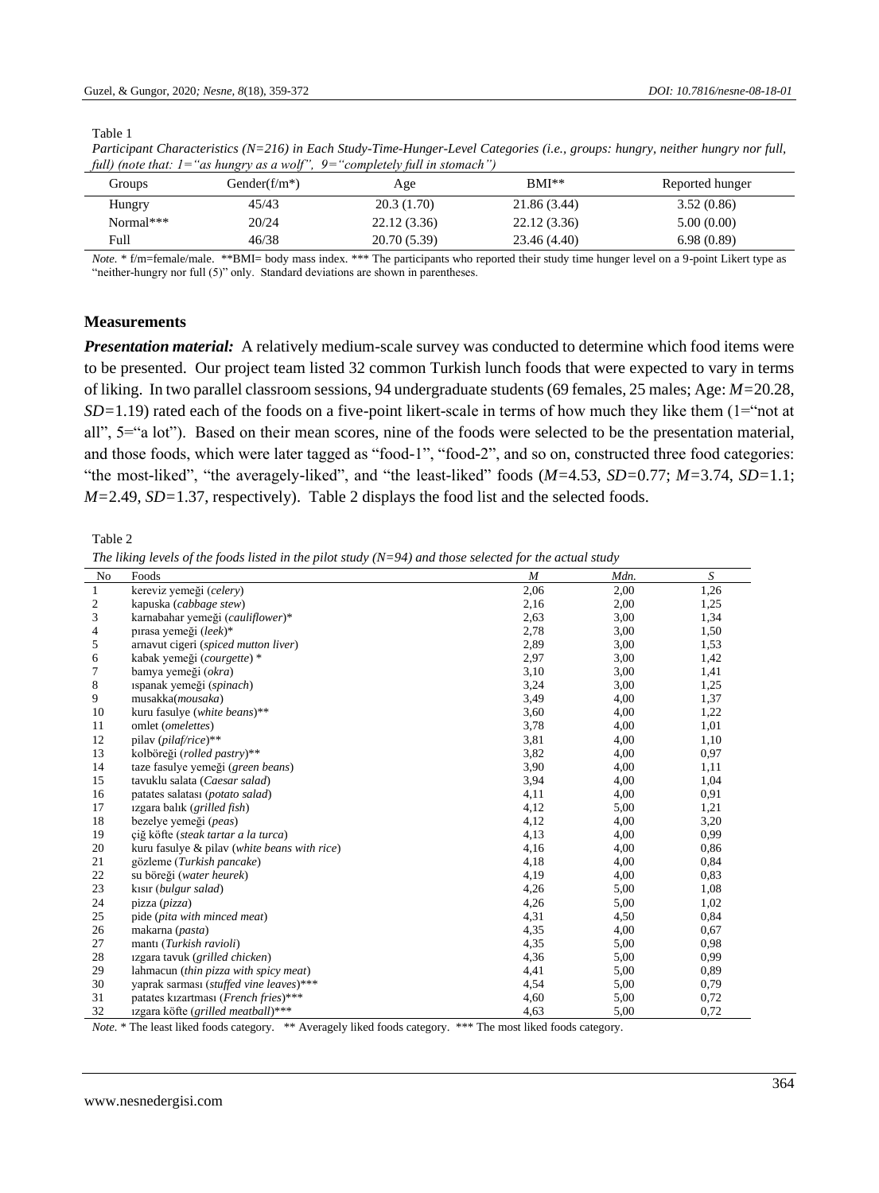Table 1

*Participant Characteristics (N=216) in Each Study-Time-Hunger-Level Categories (i.e., groups: hungry, neither hungry nor full, full) (note that: 1="as hungry as a wolf", 9="completely full in stomach")*

| Groups | Gender(f/m*) | Age | BMI** | Reported hunger |
|---|---|---|---|---|
| Hungry | 45/43 | 20.3 (1.70) | 21.86 (3.44) | 3.52 (0.86) |
| Normal*** | 20/24 | 22.12 (3.36) | 22.12 (3.36) | 5.00 (0.00) |
| Full | 46/38 | 20.70 (5.39) | 23.46 (4.40) | 6.98 (0.89) |

*Note.* * f/m=female/male. **BMI= body mass index. *** The participants who reported their study time hunger level on a 9-point Likert type as "neither-hungry nor full (5)" only. Standard deviations are shown in parentheses.

### Measurements

***Presentation material:*** A relatively medium-scale survey was conducted to determine which food items were to be presented. Our project team listed 32 common Turkish lunch foods that were expected to vary in terms of liking. In two parallel classroom sessions, 94 undergraduate students (69 females, 25 males; Age: $M$=20.28, $SD$=1.19) rated each of the foods on a five-point likert-scale in terms of how much they like them (1="not at all", 5="a lot"). Based on their mean scores, nine of the foods were selected to be the presentation material, and those foods, which were later tagged as "food-1", "food-2", and so on, constructed three food categories: "the most-liked", "the averagely-liked", and "the least-liked" foods ($M$=4.53, $SD$=0.77; $M$=3.74, $SD$=1.1; $M$=2.49, $SD$=1.37, respectively). Table 2 displays the food list and the selected foods.

Table 2

*The liking levels of the foods listed in the pilot study (N=94) and those selected for the actual study*

| No | Foods | *M* | *Mdn.* | *S* |
|---|---|---|---|---|
| 1 | kereviz yemeği (*celery*) | 2,06 | 2,00 | 1,26 |
| 2 | kapuska (*cabbage stew*) | 2,16 | 2,00 | 1,25 |
| 3 | karnabahar yemeği (*cauliflower*)* | 2,63 | 3,00 | 1,34 |
| 4 | pırasa yemeği (*leek*)* | 2,78 | 3,00 | 1,50 |
| 5 | arnavut cigeri (*spiced mutton liver*) | 2,89 | 3,00 | 1,53 |
| 6 | kabak yemeği (*courgette*) * | 2,97 | 3,00 | 1,42 |
| 7 | bamya yemeği (*okra*) | 3,10 | 3,00 | 1,41 |
| 8 | ıspanak yemeği (*spinach*) | 3,24 | 3,00 | 1,25 |
| 9 | musakka(*mousaka*) | 3,49 | 4,00 | 1,37 |
| 10 | kuru fasulye (*white beans*)** | 3,60 | 4,00 | 1,22 |
| 11 | omlet (*omelettes*) | 3,78 | 4,00 | 1,01 |
| 12 | pilav (*pilaf/rice*)** | 3,81 | 4,00 | 1,10 |
| 13 | kolböreği (*rolled pastry*)** | 3,82 | 4,00 | 0,97 |
| 14 | taze fasulye yemeği (*green beans*) | 3,90 | 4,00 | 1,11 |
| 15 | tavuklu salata (*Caesar salad*) | 3,94 | 4,00 | 1,04 |
| 16 | patates salatası (*potato salad*) | 4,11 | 4,00 | 0,91 |
| 17 | ızgara balık (*grilled fish*) | 4,12 | 5,00 | 1,21 |
| 18 | bezelye yemeği (*peas*) | 4,12 | 4,00 | 3,20 |
| 19 | çiğ köfte (*steak tartar a la turca*) | 4,13 | 4,00 | 0,99 |
| 20 | kuru fasulye & pilav (*white beans with rice*) | 4,16 | 4,00 | 0,86 |
| 21 | gözleme (*Turkish pancake*) | 4,18 | 4,00 | 0,84 |
| 22 | su böreği (*water heurek*) | 4,19 | 4,00 | 0,83 |
| 23 | kısır (*bulgur salad*) | 4,26 | 5,00 | 1,08 |
| 24 | pizza (*pizza*) | 4,26 | 5,00 | 1,02 |
| 25 | pide (*pita with minced meat*) | 4,31 | 4,50 | 0,84 |
| 26 | makarna (*pasta*) | 4,35 | 4,00 | 0,67 |
| 27 | mantı (*Turkish ravioli*) | 4,35 | 5,00 | 0,98 |
| 28 | ızgara tavuk (*grilled chicken*) | 4,36 | 5,00 | 0,99 |
| 29 | lahmacun (*thin pizza with spicy meat*) | 4,41 | 5,00 | 0,89 |
| 30 | yaprak sarması (*stuffed vine leaves*)*** | 4,54 | 5,00 | 0,79 |
| 31 | patates kızartması (*French fries*)*** | 4,60 | 5,00 | 0,72 |
| 32 | ızgara köfte (*grilled meatball*)*** | 4,63 | 5,00 | 0,72 |

*Note.* * The least liked foods category. ** Averagely liked foods category. *** The most liked foods category.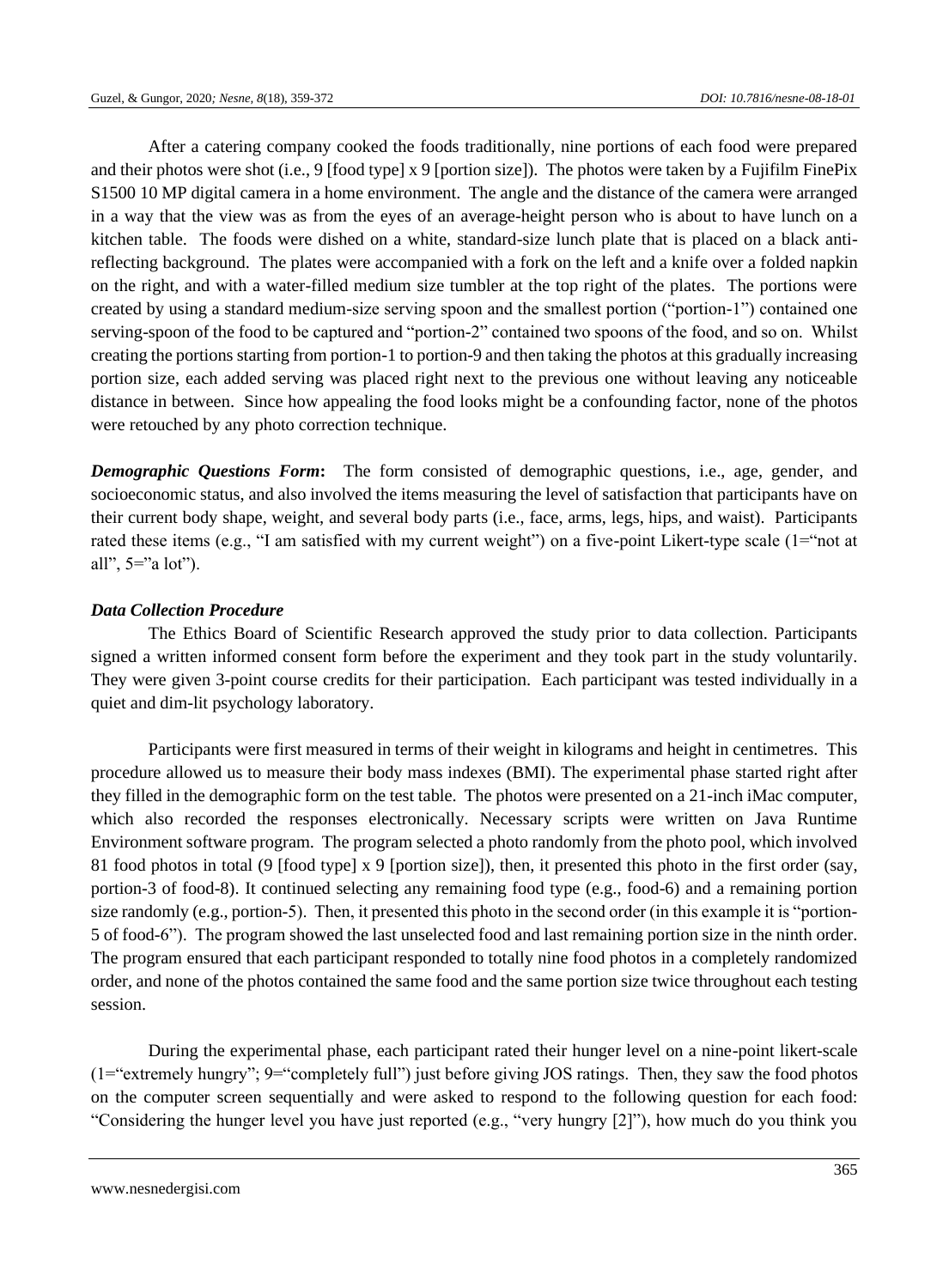After a catering company cooked the foods traditionally, nine portions of each food were prepared and their photos were shot (i.e., 9 [food type] x 9 [portion size]). The photos were taken by a Fujifilm FinePix S1500 10 MP digital camera in a home environment. The angle and the distance of the camera were arranged in a way that the view was as from the eyes of an average-height person who is about to have lunch on a kitchen table. The foods were dished on a white, standard-size lunch plate that is placed on a black anti-reflecting background. The plates were accompanied with a fork on the left and a knife over a folded napkin on the right, and with a water-filled medium size tumbler at the top right of the plates. The portions were created by using a standard medium-size serving spoon and the smallest portion ("portion-1") contained one serving-spoon of the food to be captured and "portion-2" contained two spoons of the food, and so on. Whilst creating the portions starting from portion-1 to portion-9 and then taking the photos at this gradually increasing portion size, each added serving was placed right next to the previous one without leaving any noticeable distance in between. Since how appealing the food looks might be a confounding factor, none of the photos were retouched by any photo correction technique.

***Demographic Questions Form*:** The form consisted of demographic questions, i.e., age, gender, and socioeconomic status, and also involved the items measuring the level of satisfaction that participants have on their current body shape, weight, and several body parts (i.e., face, arms, legs, hips, and waist). Participants rated these items (e.g., "I am satisfied with my current weight") on a five-point Likert-type scale (1="not at all", 5="a lot").

### *Data Collection Procedure*

The Ethics Board of Scientific Research approved the study prior to data collection. Participants signed a written informed consent form before the experiment and they took part in the study voluntarily. They were given 3-point course credits for their participation. Each participant was tested individually in a quiet and dim-lit psychology laboratory.

Participants were first measured in terms of their weight in kilograms and height in centimetres. This procedure allowed us to measure their body mass indexes (BMI). The experimental phase started right after they filled in the demographic form on the test table. The photos were presented on a 21-inch iMac computer, which also recorded the responses electronically. Necessary scripts were written on Java Runtime Environment software program. The program selected a photo randomly from the photo pool, which involved 81 food photos in total (9 [food type] x 9 [portion size]), then, it presented this photo in the first order (say, portion-3 of food-8). It continued selecting any remaining food type (e.g., food-6) and a remaining portion size randomly (e.g., portion-5). Then, it presented this photo in the second order (in this example it is "portion-5 of food-6"). The program showed the last unselected food and last remaining portion size in the ninth order. The program ensured that each participant responded to totally nine food photos in a completely randomized order, and none of the photos contained the same food and the same portion size twice throughout each testing session.

During the experimental phase, each participant rated their hunger level on a nine-point likert-scale (1="extremely hungry"; 9="completely full") just before giving JOS ratings. Then, they saw the food photos on the computer screen sequentially and were asked to respond to the following question for each food: "Considering the hunger level you have just reported (e.g., "very hungry [2]"), how much do you think you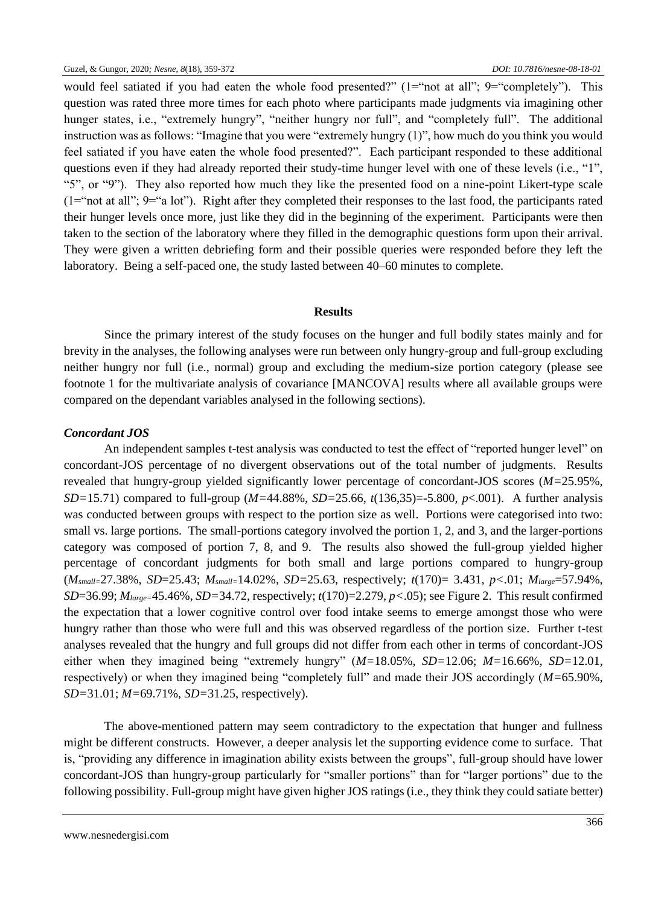would feel satiated if you had eaten the whole food presented?" (1="not at all"; 9="completely"). This question was rated three more times for each photo where participants made judgments via imagining other hunger states, i.e., "extremely hungry", "neither hungry nor full", and "completely full". The additional instruction was as follows: "Imagine that you were "extremely hungry (1)", how much do you think you would feel satiated if you have eaten the whole food presented?". Each participant responded to these additional questions even if they had already reported their study-time hunger level with one of these levels (i.e., "1", "5", or "9"). They also reported how much they like the presented food on a nine-point Likert-type scale (1="not at all"; 9="a lot"). Right after they completed their responses to the last food, the participants rated their hunger levels once more, just like they did in the beginning of the experiment. Participants were then taken to the section of the laboratory where they filled in the demographic questions form upon their arrival. They were given a written debriefing form and their possible queries were responded before they left the laboratory. Being a self-paced one, the study lasted between 40–60 minutes to complete.

## Results

Since the primary interest of the study focuses on the hunger and full bodily states mainly and for brevity in the analyses, the following analyses were run between only hungry-group and full-group excluding neither hungry nor full (i.e., normal) group and excluding the medium-size portion category (please see footnote 1 for the multivariate analysis of covariance [MANCOVA] results where all available groups were compared on the dependant variables analysed in the following sections).

### *Concordant JOS*

An independent samples t-test analysis was conducted to test the effect of "reported hunger level" on concordant-JOS percentage of no divergent observations out of the total number of judgments. Results revealed that hungry-group yielded significantly lower percentage of concordant-JOS scores ($M$=25.95%, $SD$=15.71) compared to full-group ($M$=44.88%, $SD$=25.66, $t(136,35)$=-5.800, $p$<.001). A further analysis was conducted between groups with respect to the portion size as well. Portions were categorised into two: small vs. large portions. The small-portions category involved the portion 1, 2, and 3, and the larger-portions category was composed of portion 7, 8, and 9. The results also showed the full-group yielded higher percentage of concordant judgments for both small and large portions compared to hungry-group ($M_{small}$=27.38%, $SD$=25.43; $M_{small}$=14.02%, $SD$=25.63, respectively; $t(170)$= 3.431, $p$<.01; $M_{large}$=57.94%, $SD$=36.99; $M_{large}$=45.46%, $SD$=34.72, respectively; $t(170)$=2.279, $p$<.05); see Figure 2. This result confirmed the expectation that a lower cognitive control over food intake seems to emerge amongst those who were hungry rather than those who were full and this was observed regardless of the portion size. Further t-test analyses revealed that the hungry and full groups did not differ from each other in terms of concordant-JOS either when they imagined being "extremely hungry" ($M$=18.05%, $SD$=12.06; $M$=16.66%, $SD$=12.01, respectively) or when they imagined being "completely full" and made their JOS accordingly ($M$=65.90%, $SD$=31.01; $M$=69.71%, $SD$=31.25, respectively).

The above-mentioned pattern may seem contradictory to the expectation that hunger and fullness might be different constructs. However, a deeper analysis let the supporting evidence come to surface. That is, "providing any difference in imagination ability exists between the groups", full-group should have lower concordant-JOS than hungry-group particularly for "smaller portions" than for "larger portions" due to the following possibility. Full-group might have given higher JOS ratings (i.e., they think they could satiate better)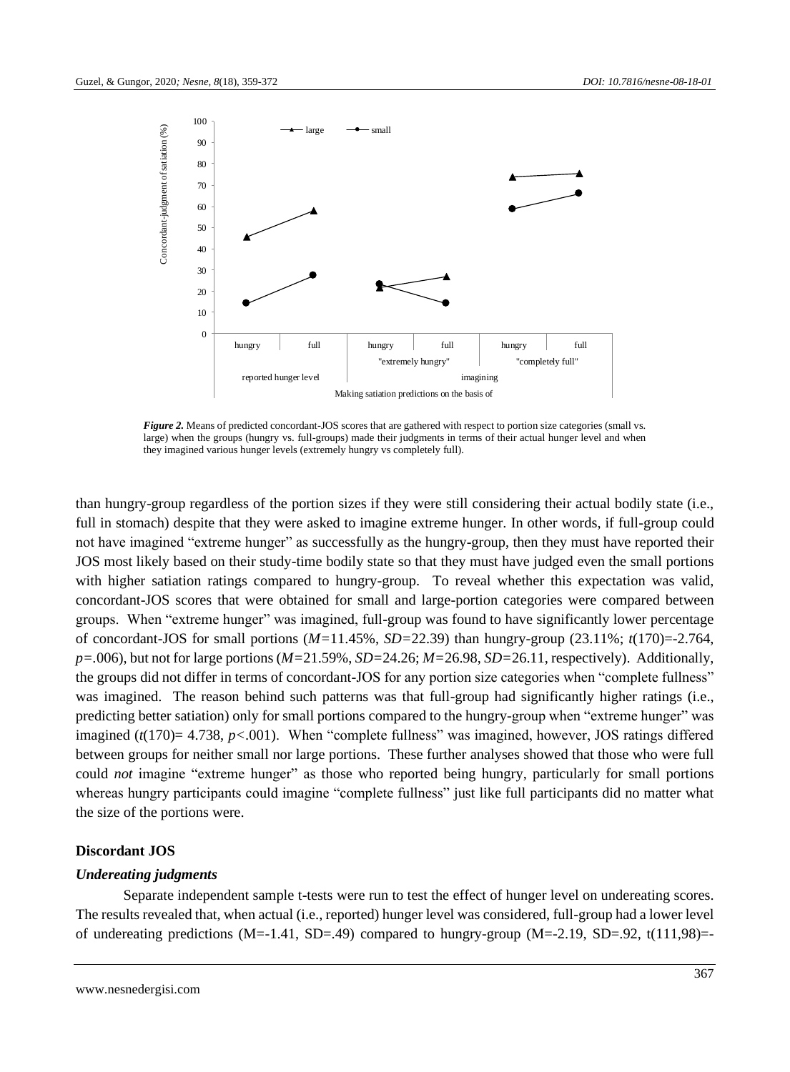*Figure 2.* Means of predicted concordant-JOS scores that are gathered with respect to portion size categories (small vs. large) when the groups (hungry vs. full-groups) made their judgments in terms of their actual hunger level and when they imagined various hunger levels (extremely hungry vs completely full).

than hungry-group regardless of the portion sizes if they were still considering their actual bodily state (i.e., full in stomach) despite that they were asked to imagine extreme hunger. In other words, if full-group could not have imagined "extreme hunger" as successfully as the hungry-group, then they must have reported their JOS most likely based on their study-time bodily state so that they must have judged even the small portions with higher satiation ratings compared to hungry-group. To reveal whether this expectation was valid, concordant-JOS scores that were obtained for small and large-portion categories were compared between groups. When "extreme hunger" was imagined, full-group was found to have significantly lower percentage of concordant-JOS for small portions ($M$=11.45%, $SD$=22.39) than hungry-group (23.11%; $t(170)$=-2.764, $p$=.006), but not for large portions ($M$=21.59%, $SD$=24.26; $M$=26.98, $SD$=26.11, respectively). Additionally, the groups did not differ in terms of concordant-JOS for any portion size categories when "complete fullness" was imagined. The reason behind such patterns was that full-group had significantly higher ratings (i.e., predicting better satiation) only for small portions compared to the hungry-group when "extreme hunger" was imagined ($t(170)$= 4.738, $p$<.001). When "complete fullness" was imagined, however, JOS ratings differed between groups for neither small nor large portions. These further analyses showed that those who were full could *not* imagine "extreme hunger" as those who reported being hungry, particularly for small portions whereas hungry participants could imagine "complete fullness" just like full participants did no matter what the size of the portions were.

### Discordant JOS

#### *Undereating judgments*

Separate independent sample t-tests were run to test the effect of hunger level on undereating scores. The results revealed that, when actual (i.e., reported) hunger level was considered, full-group had a lower level of undereating predictions (M=-1.41, SD=.49) compared to hungry-group (M=-2.19, SD=.92, t(111,98)=-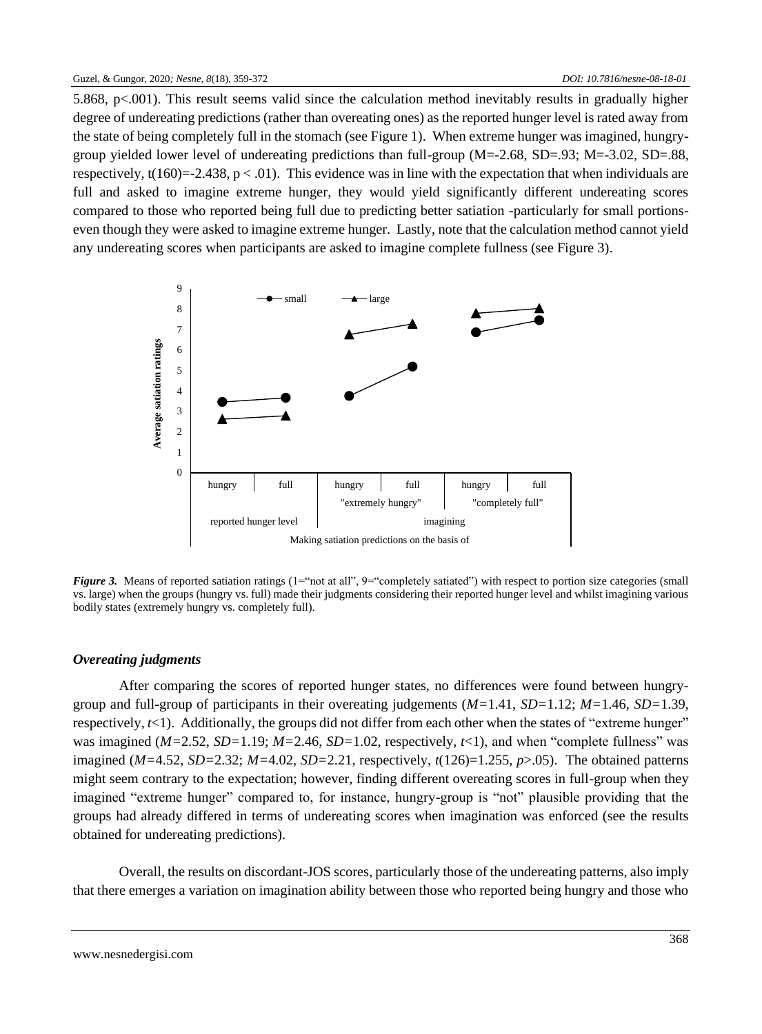5.868, p<.001). This result seems valid since the calculation method inevitably results in gradually higher degree of undereating predictions (rather than overeating ones) as the reported hunger level is rated away from the state of being completely full in the stomach (see Figure 1). When extreme hunger was imagined, hungry-group yielded lower level of undereating predictions than full-group (M=-2.68, SD=.93; M=-3.02, SD=.88, respectively, t(160)=-2.438, p < .01). This evidence was in line with the expectation that when individuals are full and asked to imagine extreme hunger, they would yield significantly different undereating scores compared to those who reported being full due to predicting better satiation -particularly for small portions-even though they were asked to imagine extreme hunger. Lastly, note that the calculation method cannot yield any undereating scores when participants are asked to imagine complete fullness (see Figure 3).

***Figure 3.*** Means of reported satiation ratings (1="not at all", 9="completely satiated") with respect to portion size categories (small vs. large) when the groups (hungry vs. full) made their judgments considering their reported hunger level and whilst imagining various bodily states (extremely hungry vs. completely full).

### *Overeating judgments*

After comparing the scores of reported hunger states, no differences were found between hungry-group and full-group of participants in their overeating judgements ($M$=1.41, $SD$=1.12; $M$=1.46, $SD$=1.39, respectively, $t$<1). Additionally, the groups did not differ from each other when the states of "extreme hunger" was imagined ($M$=2.52, $SD$=1.19; $M$=2.46, $SD$=1.02, respectively, $t$<1), and when "complete fullness" was imagined ($M$=4.52, $SD$=2.32; $M$=4.02, $SD$=2.21, respectively, $t$(126)=1.255, $p$>.05). The obtained patterns might seem contrary to the expectation; however, finding different overeating scores in full-group when they imagined "extreme hunger" compared to, for instance, hungry-group is "not" plausible providing that the groups had already differed in terms of undereating scores when imagination was enforced (see the results obtained for undereating predictions).

Overall, the results on discordant-JOS scores, particularly those of the undereating patterns, also imply that there emerges a variation on imagination ability between those who reported being hungry and those who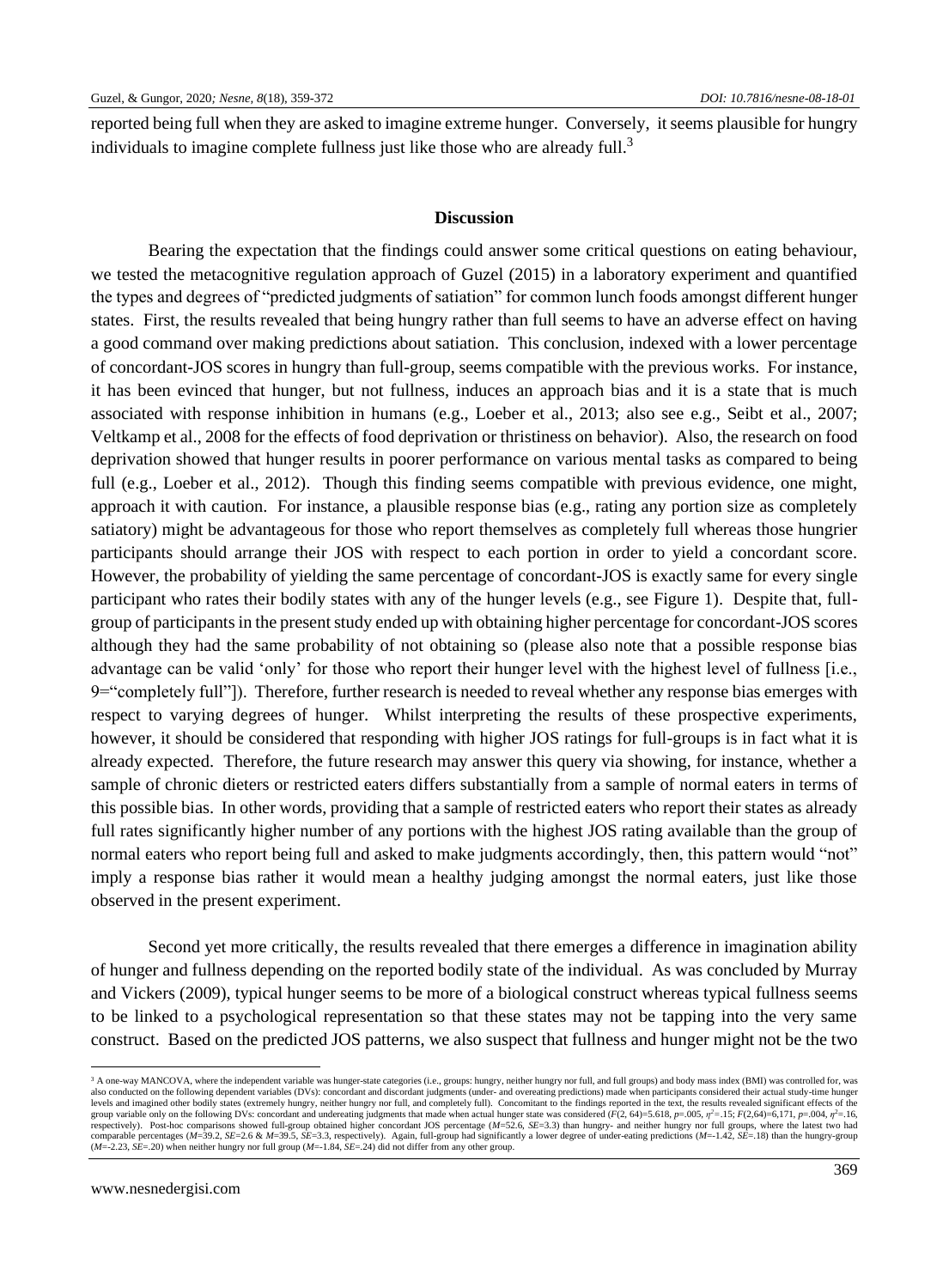reported being full when they are asked to imagine extreme hunger. Conversely, it seems plausible for hungry individuals to imagine complete fullness just like those who are already full.[3]

## Discussion

Bearing the expectation that the findings could answer some critical questions on eating behaviour, we tested the metacognitive regulation approach of Guzel (2015) in a laboratory experiment and quantified the types and degrees of "predicted judgments of satiation" for common lunch foods amongst different hunger states. First, the results revealed that being hungry rather than full seems to have an adverse effect on having a good command over making predictions about satiation. This conclusion, indexed with a lower percentage of concordant-JOS scores in hungry than full-group, seems compatible with the previous works. For instance, it has been evinced that hunger, but not fullness, induces an approach bias and it is a state that is much associated with response inhibition in humans (e.g., Loeber et al., 2013; also see e.g., Seibt et al., 2007; Veltkamp et al., 2008 for the effects of food deprivation or thristiness on behavior). Also, the research on food deprivation showed that hunger results in poorer performance on various mental tasks as compared to being full (e.g., Loeber et al., 2012). Though this finding seems compatible with previous evidence, one might, approach it with caution. For instance, a plausible response bias (e.g., rating any portion size as completely satiatory) might be advantageous for those who report themselves as completely full whereas those hungrier participants should arrange their JOS with respect to each portion in order to yield a concordant score. However, the probability of yielding the same percentage of concordant-JOS is exactly same for every single participant who rates their bodily states with any of the hunger levels (e.g., see Figure 1). Despite that, full-group of participants in the present study ended up with obtaining higher percentage for concordant-JOS scores although they had the same probability of not obtaining so (please also note that a possible response bias advantage can be valid 'only' for those who report their hunger level with the highest level of fullness [i.e., 9="completely full"]). Therefore, further research is needed to reveal whether any response bias emerges with respect to varying degrees of hunger. Whilst interpreting the results of these prospective experiments, however, it should be considered that responding with higher JOS ratings for full-groups is in fact what it is already expected. Therefore, the future research may answer this query via showing, for instance, whether a sample of chronic dieters or restricted eaters differs substantially from a sample of normal eaters in terms of this possible bias. In other words, providing that a sample of restricted eaters who report their states as already full rates significantly higher number of any portions with the highest JOS rating available than the group of normal eaters who report being full and asked to make judgments accordingly, then, this pattern would "not" imply a response bias rather it would mean a healthy judging amongst the normal eaters, just like those observed in the present experiment.

Second yet more critically, the results revealed that there emerges a difference in imagination ability of hunger and fullness depending on the reported bodily state of the individual. As was concluded by Murray and Vickers (2009), typical hunger seems to be more of a biological construct whereas typical fullness seems to be linked to a psychological representation so that these states may not be tapping into the very same construct. Based on the predicted JOS patterns, we also suspect that fullness and hunger might not be the two

---

[3] A one-way MANCOVA, where the independent variable was hunger-state categories (i.e., groups: hungry, neither hungry nor full, and full groups) and body mass index (BMI) was controlled for, was also conducted on the following dependent variables (DVs): concordant and discordant judgments (under- and overeating predictions) made when participants considered their actual study-time hunger levels and imagined other bodily states (extremely hungry, neither hungry nor full, and completely full). Concomitant to the findings reported in the text, the results revealed significant effects of the group variable only on the following DVs: concordant and undereating judgments that made when actual hunger state was considered ($F(2, 64)=5.618$, $p=.005$, $\eta^2=.15$; $F(2,64)=6,171$, $p=.004$, $\eta^2=.16$, respectively). Post-hoc comparisons showed full-group obtained higher concordant JOS percentage ($M=52.6$, $SE=3.3$) than hungry- and neither hungry nor full groups, where the latest two had comparable percentages ($M=39.2$, $SE=2.6$ & $M=39.5$, $SE=3.3$, respectively). Again, full-group had significantly a lower degree of under-eating predictions ($M=-1.42$, $SE=.18$) than the hungry-group ($M=-2.23$, $SE=.20$) when neither hungry nor full group ($M=-1.84$, $SE=.24$) did not differ from any other group.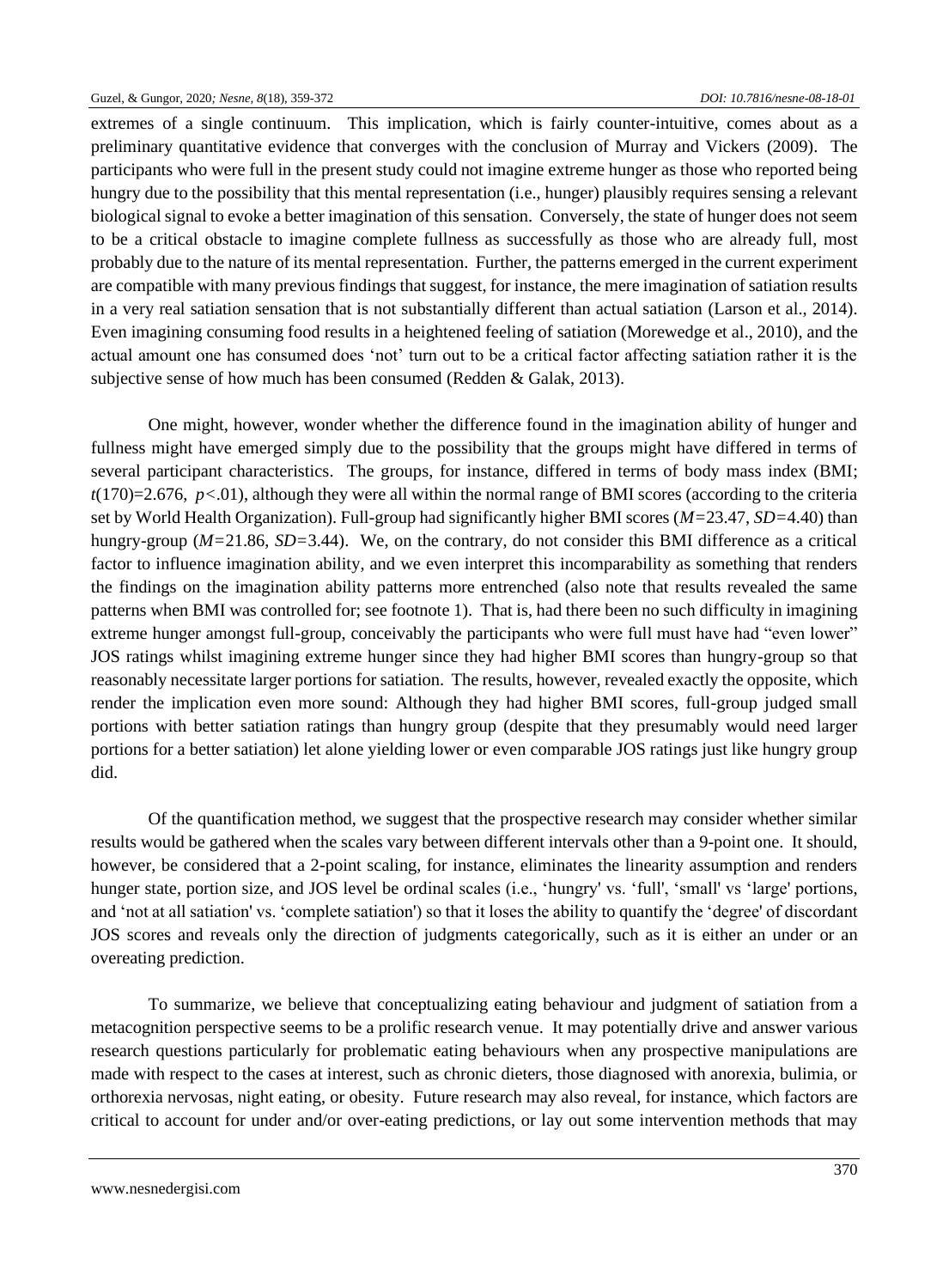extremes of a single continuum. This implication, which is fairly counter-intuitive, comes about as a preliminary quantitative evidence that converges with the conclusion of Murray and Vickers (2009). The participants who were full in the present study could not imagine extreme hunger as those who reported being hungry due to the possibility that this mental representation (i.e., hunger) plausibly requires sensing a relevant biological signal to evoke a better imagination of this sensation. Conversely, the state of hunger does not seem to be a critical obstacle to imagine complete fullness as successfully as those who are already full, most probably due to the nature of its mental representation. Further, the patterns emerged in the current experiment are compatible with many previous findings that suggest, for instance, the mere imagination of satiation results in a very real satiation sensation that is not substantially different than actual satiation (Larson et al., 2014). Even imagining consuming food results in a heightened feeling of satiation (Morewedge et al., 2010), and the actual amount one has consumed does 'not' turn out to be a critical factor affecting satiation rather it is the subjective sense of how much has been consumed (Redden & Galak, 2013).

One might, however, wonder whether the difference found in the imagination ability of hunger and fullness might have emerged simply due to the possibility that the groups might have differed in terms of several participant characteristics. The groups, for instance, differed in terms of body mass index (BMI; $t(170)=2.676$, $p<.01$), although they were all within the normal range of BMI scores (according to the criteria set by World Health Organization). Full-group had significantly higher BMI scores ($M=23.47$, $SD=4.40$) than hungry-group ($M=21.86$, $SD=3.44$). We, on the contrary, do not consider this BMI difference as a critical factor to influence imagination ability, and we even interpret this incomparability as something that renders the findings on the imagination ability patterns more entrenched (also note that results revealed the same patterns when BMI was controlled for; see footnote 1). That is, had there been no such difficulty in imagining extreme hunger amongst full-group, conceivably the participants who were full must have had "even lower" JOS ratings whilst imagining extreme hunger since they had higher BMI scores than hungry-group so that reasonably necessitate larger portions for satiation. The results, however, revealed exactly the opposite, which render the implication even more sound: Although they had higher BMI scores, full-group judged small portions with better satiation ratings than hungry group (despite that they presumably would need larger portions for a better satiation) let alone yielding lower or even comparable JOS ratings just like hungry group did.

Of the quantification method, we suggest that the prospective research may consider whether similar results would be gathered when the scales vary between different intervals other than a 9-point one. It should, however, be considered that a 2-point scaling, for instance, eliminates the linearity assumption and renders hunger state, portion size, and JOS level be ordinal scales (i.e., 'hungry' vs. 'full', 'small' vs 'large' portions, and 'not at all satiation' vs. 'complete satiation') so that it loses the ability to quantify the 'degree' of discordant JOS scores and reveals only the direction of judgments categorically, such as it is either an under or an overeating prediction.

To summarize, we believe that conceptualizing eating behaviour and judgment of satiation from a metacognition perspective seems to be a prolific research venue. It may potentially drive and answer various research questions particularly for problematic eating behaviours when any prospective manipulations are made with respect to the cases at interest, such as chronic dieters, those diagnosed with anorexia, bulimia, or orthorexia nervosas, night eating, or obesity. Future research may also reveal, for instance, which factors are critical to account for under and/or over-eating predictions, or lay out some intervention methods that may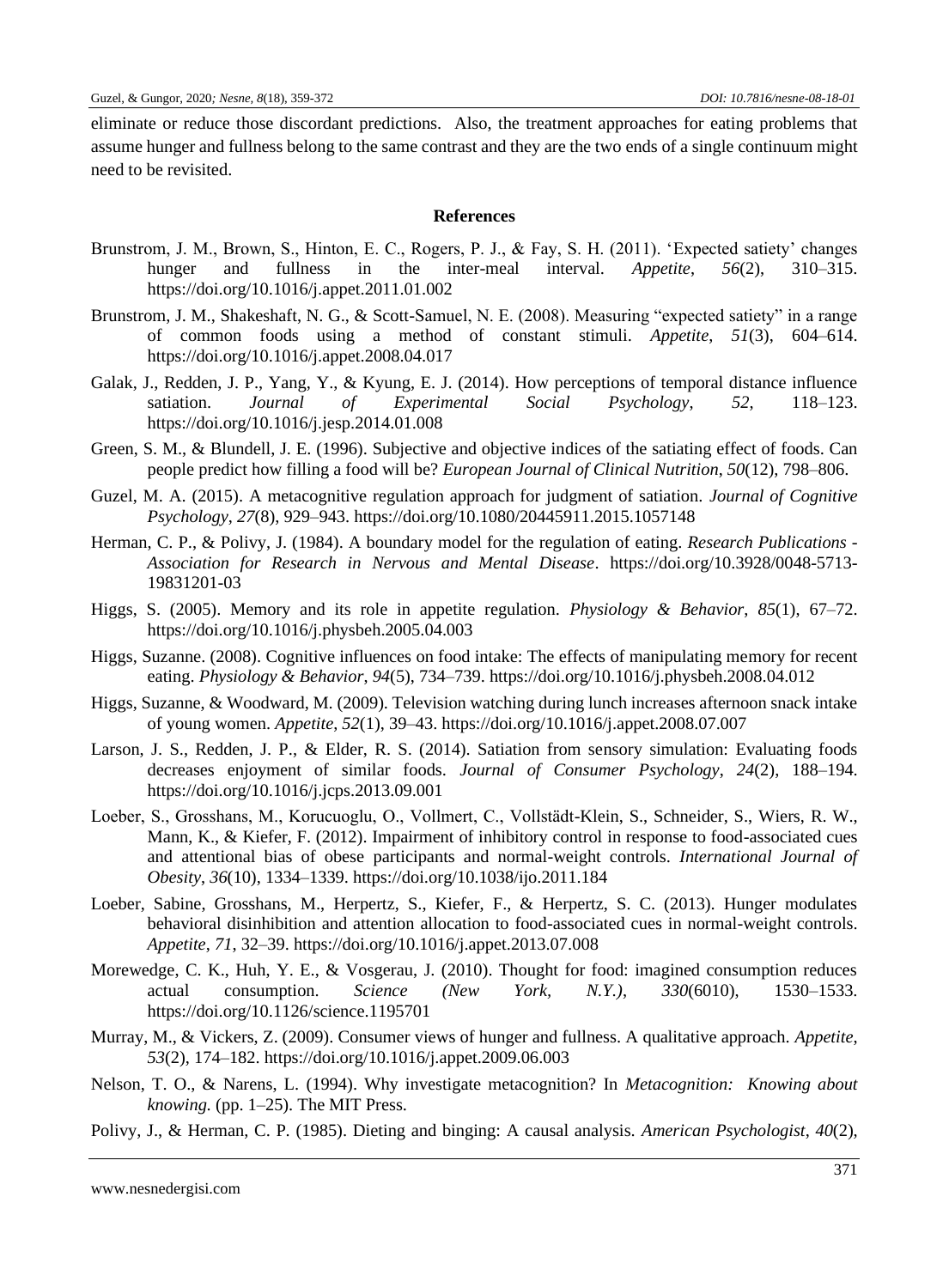eliminate or reduce those discordant predictions. Also, the treatment approaches for eating problems that assume hunger and fullness belong to the same contrast and they are the two ends of a single continuum might need to be revisited.

## References

Brunstrom, J. M., Brown, S., Hinton, E. C., Rogers, P. J., & Fay, S. H. (2011). 'Expected satiety' changes hunger and fullness in the inter-meal interval. *Appetite*, *56*(2), 310–315. https://doi.org/10.1016/j.appet.2011.01.002

Brunstrom, J. M., Shakeshaft, N. G., & Scott-Samuel, N. E. (2008). Measuring "expected satiety" in a range of common foods using a method of constant stimuli. *Appetite*, *51*(3), 604–614. https://doi.org/10.1016/j.appet.2008.04.017

Galak, J., Redden, J. P., Yang, Y., & Kyung, E. J. (2014). How perceptions of temporal distance influence satiation. *Journal of Experimental Social Psychology*, *52*, 118–123. https://doi.org/10.1016/j.jesp.2014.01.008

Green, S. M., & Blundell, J. E. (1996). Subjective and objective indices of the satiating effect of foods. Can people predict how filling a food will be? *European Journal of Clinical Nutrition*, *50*(12), 798–806.

Guzel, M. A. (2015). A metacognitive regulation approach for judgment of satiation. *Journal of Cognitive Psychology*, *27*(8), 929–943. https://doi.org/10.1080/20445911.2015.1057148

Herman, C. P., & Polivy, J. (1984). A boundary model for the regulation of eating. *Research Publications - Association for Research in Nervous and Mental Disease*. https://doi.org/10.3928/0048-5713-19831201-03

Higgs, S. (2005). Memory and its role in appetite regulation. *Physiology & Behavior*, *85*(1), 67–72. https://doi.org/10.1016/j.physbeh.2005.04.003

Higgs, Suzanne. (2008). Cognitive influences on food intake: The effects of manipulating memory for recent eating. *Physiology & Behavior*, *94*(5), 734–739. https://doi.org/10.1016/j.physbeh.2008.04.012

Higgs, Suzanne, & Woodward, M. (2009). Television watching during lunch increases afternoon snack intake of young women. *Appetite*, *52*(1), 39–43. https://doi.org/10.1016/j.appet.2008.07.007

Larson, J. S., Redden, J. P., & Elder, R. S. (2014). Satiation from sensory simulation: Evaluating foods decreases enjoyment of similar foods. *Journal of Consumer Psychology*, *24*(2), 188–194. https://doi.org/10.1016/j.jcps.2013.09.001

Loeber, S., Grosshans, M., Korucuoglu, O., Vollmert, C., Vollstädt-Klein, S., Schneider, S., Wiers, R. W., Mann, K., & Kiefer, F. (2012). Impairment of inhibitory control in response to food-associated cues and attentional bias of obese participants and normal-weight controls. *International Journal of Obesity*, *36*(10), 1334–1339. https://doi.org/10.1038/ijo.2011.184

Loeber, Sabine, Grosshans, M., Herpertz, S., Kiefer, F., & Herpertz, S. C. (2013). Hunger modulates behavioral disinhibition and attention allocation to food-associated cues in normal-weight controls. *Appetite*, *71*, 32–39. https://doi.org/10.1016/j.appet.2013.07.008

Morewedge, C. K., Huh, Y. E., & Vosgerau, J. (2010). Thought for food: imagined consumption reduces actual consumption. *Science (New York, N.Y.)*, *330*(6010), 1530–1533. https://doi.org/10.1126/science.1195701

Murray, M., & Vickers, Z. (2009). Consumer views of hunger and fullness. A qualitative approach. *Appetite*, *53*(2), 174–182. https://doi.org/10.1016/j.appet.2009.06.003

Nelson, T. O., & Narens, L. (1994). Why investigate metacognition? In *Metacognition: Knowing about knowing.* (pp. 1–25). The MIT Press.

Polivy, J., & Herman, C. P. (1985). Dieting and binging: A causal analysis. *American Psychologist*, *40*(2),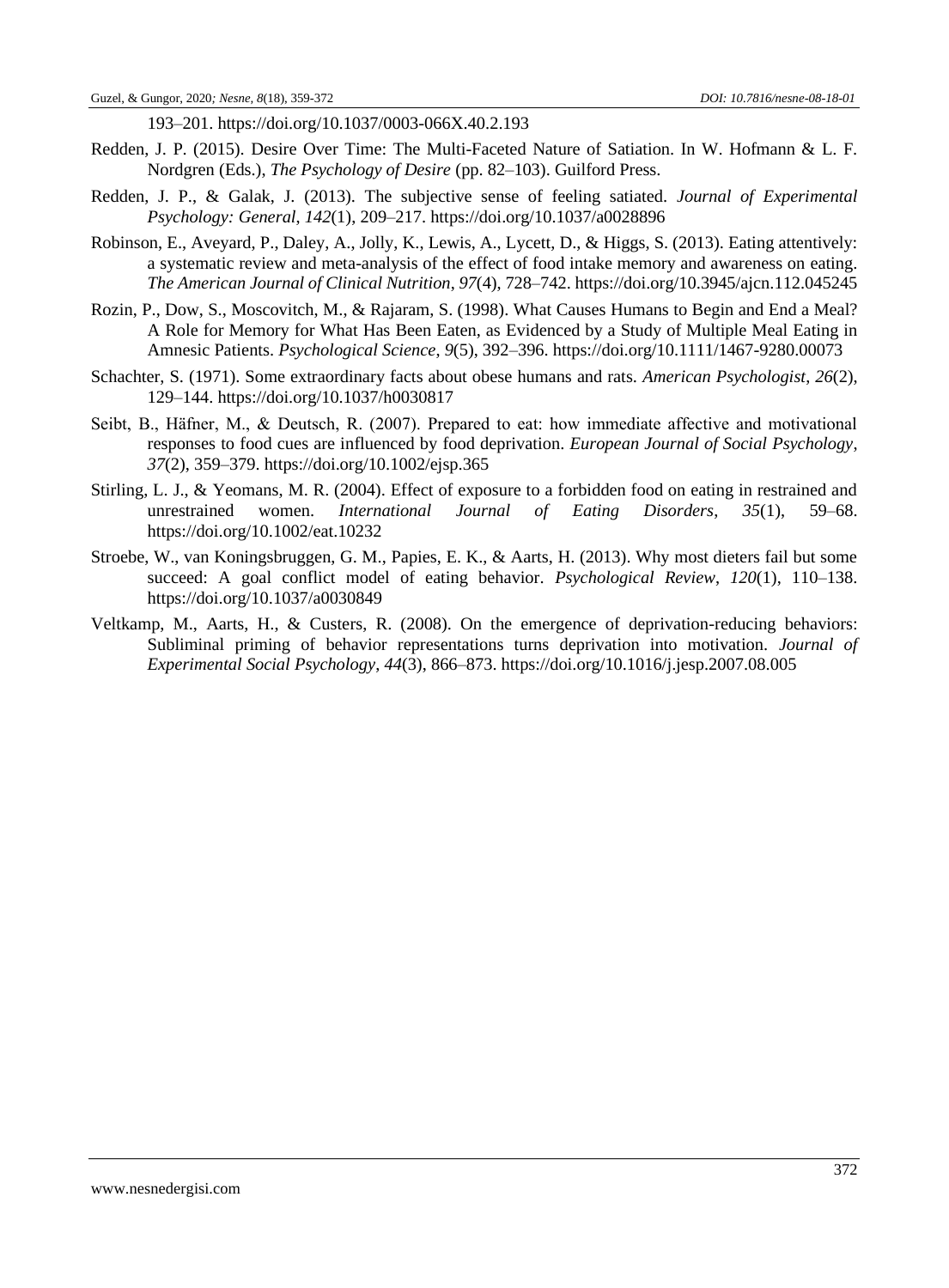193–201. https://doi.org/10.1037/0003-066X.40.2.193

Redden, J. P. (2015). Desire Over Time: The Multi-Faceted Nature of Satiation. In W. Hofmann & L. F. Nordgren (Eds.), *The Psychology of Desire* (pp. 82–103). Guilford Press.

Redden, J. P., & Galak, J. (2013). The subjective sense of feeling satiated. *Journal of Experimental Psychology: General*, *142*(1), 209–217. https://doi.org/10.1037/a0028896

Robinson, E., Aveyard, P., Daley, A., Jolly, K., Lewis, A., Lycett, D., & Higgs, S. (2013). Eating attentively: a systematic review and meta-analysis of the effect of food intake memory and awareness on eating. *The American Journal of Clinical Nutrition*, *97*(4), 728–742. https://doi.org/10.3945/ajcn.112.045245

Rozin, P., Dow, S., Moscovitch, M., & Rajaram, S. (1998). What Causes Humans to Begin and End a Meal? A Role for Memory for What Has Been Eaten, as Evidenced by a Study of Multiple Meal Eating in Amnesic Patients. *Psychological Science*, *9*(5), 392–396. https://doi.org/10.1111/1467-9280.00073

Schachter, S. (1971). Some extraordinary facts about obese humans and rats. *American Psychologist*, *26*(2), 129–144. https://doi.org/10.1037/h0030817

Seibt, B., Häfner, M., & Deutsch, R. (2007). Prepared to eat: how immediate affective and motivational responses to food cues are influenced by food deprivation. *European Journal of Social Psychology*, *37*(2), 359–379. https://doi.org/10.1002/ejsp.365

Stirling, L. J., & Yeomans, M. R. (2004). Effect of exposure to a forbidden food on eating in restrained and unrestrained women. *International Journal of Eating Disorders*, *35*(1), 59–68. https://doi.org/10.1002/eat.10232

Stroebe, W., van Koningsbruggen, G. M., Papies, E. K., & Aarts, H. (2013). Why most dieters fail but some succeed: A goal conflict model of eating behavior. *Psychological Review*, *120*(1), 110–138. https://doi.org/10.1037/a0030849

Veltkamp, M., Aarts, H., & Custers, R. (2008). On the emergence of deprivation-reducing behaviors: Subliminal priming of behavior representations turns deprivation into motivation. *Journal of Experimental Social Psychology*, *44*(3), 866–873. https://doi.org/10.1016/j.jesp.2007.08.005